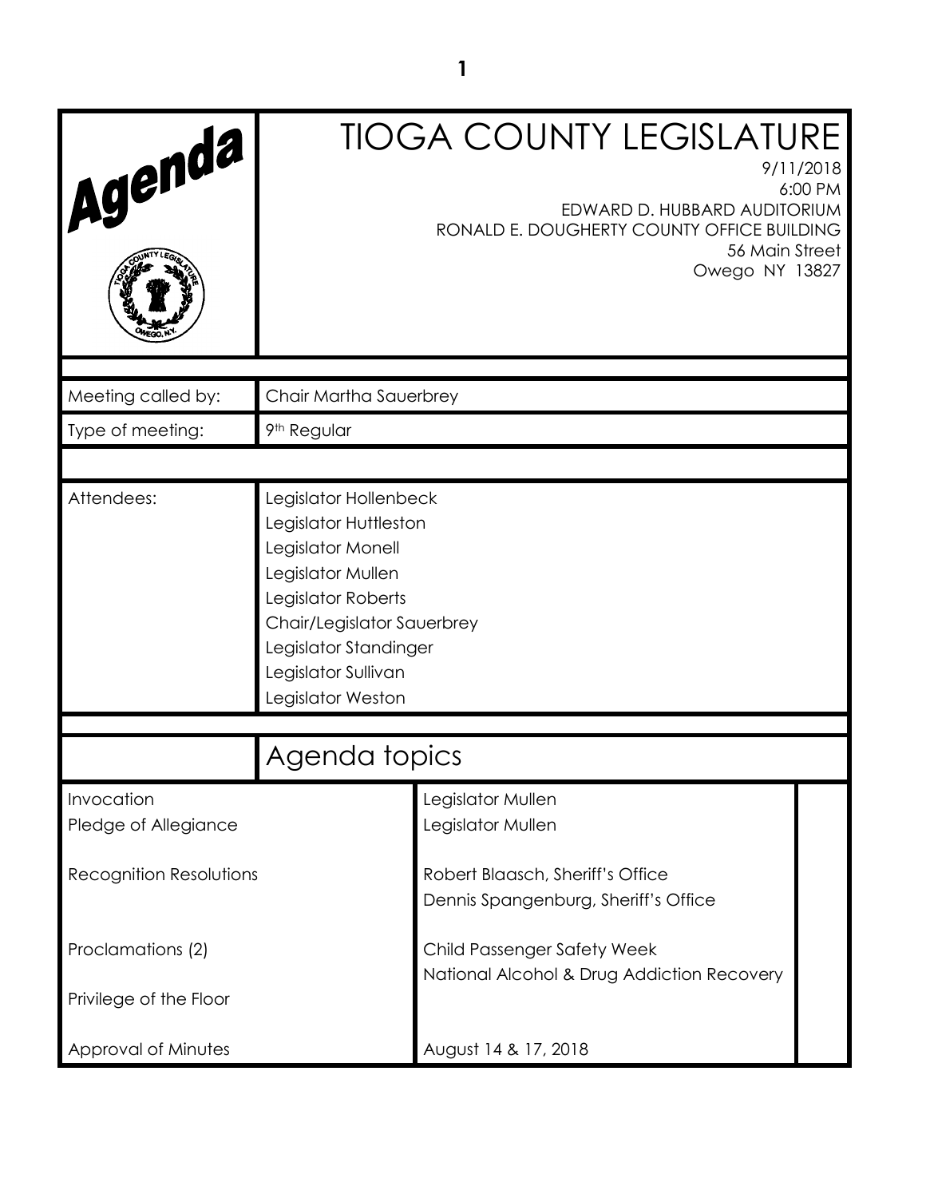# Agenda

# TIOGA COUNTY LEGISLATURE

9/11/2018
6:00 PM
EDWARD D. HUBBARD AUDITORIUM
RONALD E. DOUGHERTY COUNTY OFFICE BUILDING
56 Main Street
Owego NY 13827

| | |
|---|---|
| Meeting called by: | Chair Martha Sauerbrey |
| Type of meeting: | 9th Regular |
| Attendees: | Legislator Hollenbeck<br>Legislator Huttleston<br>Legislator Monell<br>Legislator Mullen<br>Legislator Roberts<br>Chair/Legislator Sauerbrey<br>Legislator Standinger<br>Legislator Sullivan<br>Legislator Weston |

## Agenda topics

| | | |
|---|---|---|
| Invocation | Legislator Mullen | |
| Pledge of Allegiance | Legislator Mullen | |
| Recognition Resolutions | Robert Blaasch, Sheriff's Office<br>Dennis Spangenburg, Sheriff's Office | |
| Proclamations (2) | Child Passenger Safety Week<br>National Alcohol & Drug Addiction Recovery | |
| Privilege of the Floor | | |
| Approval of Minutes | August 14 & 17, 2018 | |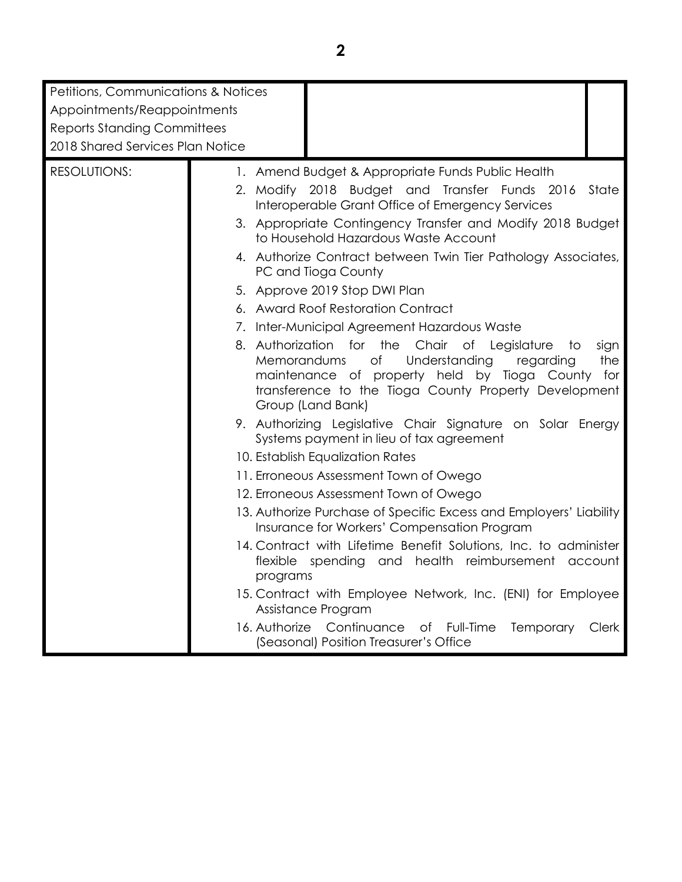| Petitions, Communications & Notices<br>Appointments/Reappointments<br>Reports Standing Committees<br>2018 Shared Services Plan Notice | | |
|---|---|---|
| RESOLUTIONS: | 1. Amend Budget & Appropriate Funds Public Health<br>2. Modify 2018 Budget and Transfer Funds 2016 State Interoperable Grant Office of Emergency Services<br>3. Appropriate Contingency Transfer and Modify 2018 Budget to Household Hazardous Waste Account<br>4. Authorize Contract between Twin Tier Pathology Associates, PC and Tioga County<br>5. Approve 2019 Stop DWI Plan<br>6. Award Roof Restoration Contract<br>7. Inter-Municipal Agreement Hazardous Waste<br>8. Authorization for the Chair of Legislature to sign Memorandums of Understanding regarding the maintenance of property held by Tioga County for transference to the Tioga County Property Development Group (Land Bank)<br>9. Authorizing Legislative Chair Signature on Solar Energy Systems payment in lieu of tax agreement<br>10. Establish Equalization Rates<br>11. Erroneous Assessment Town of Owego<br>12. Erroneous Assessment Town of Owego<br>13. Authorize Purchase of Specific Excess and Employers' Liability Insurance for Workers' Compensation Program<br>14. Contract with Lifetime Benefit Solutions, Inc. to administer flexible spending and health reimbursement account programs<br>15. Contract with Employee Network, Inc. (ENI) for Employee Assistance Program<br>16. Authorize Continuance of Full-Time Temporary Clerk (Seasonal) Position Treasurer's Office | |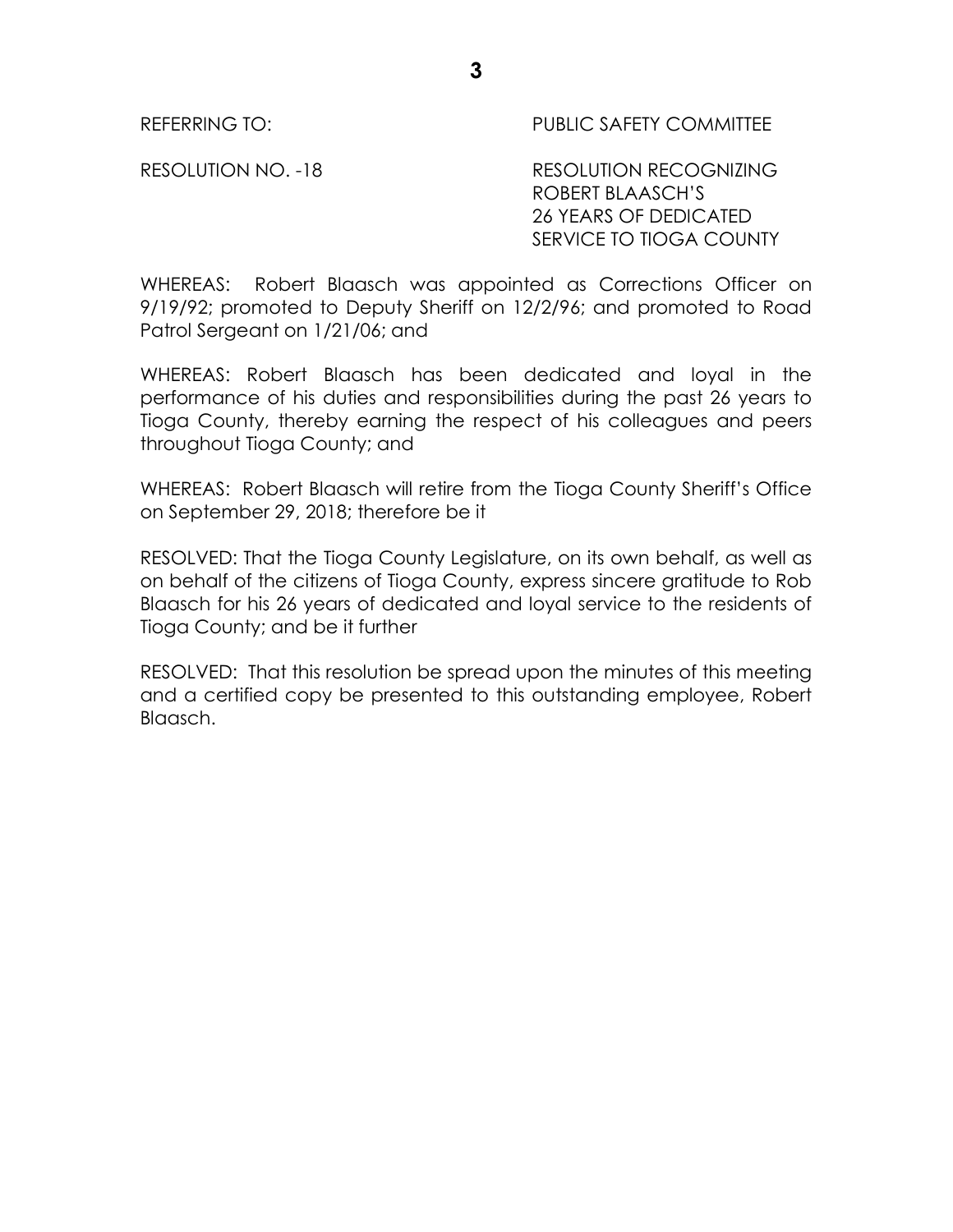REFERRING TO: PUBLIC SAFETY COMMITTEE

RESOLUTION NO. -18 RESOLUTION RECOGNIZING ROBERT BLAASCH'S 26 YEARS OF DEDICATED SERVICE TO TIOGA COUNTY

WHEREAS: Robert Blaasch was appointed as Corrections Officer on 9/19/92; promoted to Deputy Sheriff on 12/2/96; and promoted to Road Patrol Sergeant on 1/21/06; and

WHEREAS: Robert Blaasch has been dedicated and loyal in the performance of his duties and responsibilities during the past 26 years to Tioga County, thereby earning the respect of his colleagues and peers throughout Tioga County; and

WHEREAS: Robert Blaasch will retire from the Tioga County Sheriff's Office on September 29, 2018; therefore be it

RESOLVED: That the Tioga County Legislature, on its own behalf, as well as on behalf of the citizens of Tioga County, express sincere gratitude to Rob Blaasch for his 26 years of dedicated and loyal service to the residents of Tioga County; and be it further

RESOLVED: That this resolution be spread upon the minutes of this meeting and a certified copy be presented to this outstanding employee, Robert Blaasch.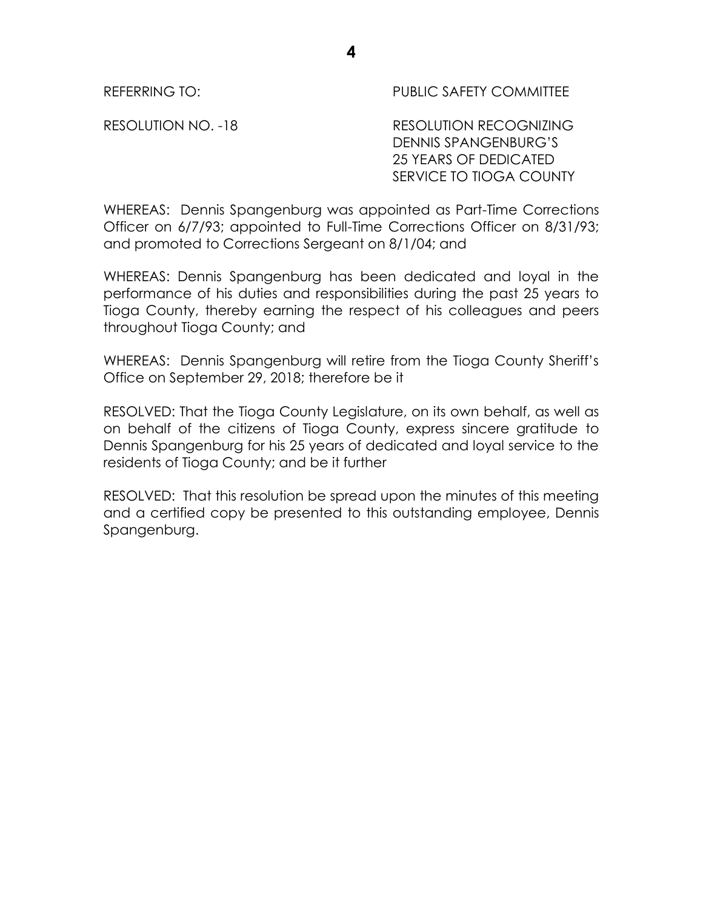REFERRING TO: PUBLIC SAFETY COMMITTEE

RESOLUTION NO. -18 RESOLUTION RECOGNIZING DENNIS SPANGENBURG'S 25 YEARS OF DEDICATED SERVICE TO TIOGA COUNTY

WHEREAS: Dennis Spangenburg was appointed as Part-Time Corrections Officer on 6/7/93; appointed to Full-Time Corrections Officer on 8/31/93; and promoted to Corrections Sergeant on 8/1/04; and

WHEREAS: Dennis Spangenburg has been dedicated and loyal in the performance of his duties and responsibilities during the past 25 years to Tioga County, thereby earning the respect of his colleagues and peers throughout Tioga County; and

WHEREAS: Dennis Spangenburg will retire from the Tioga County Sheriff's Office on September 29, 2018; therefore be it

RESOLVED: That the Tioga County Legislature, on its own behalf, as well as on behalf of the citizens of Tioga County, express sincere gratitude to Dennis Spangenburg for his 25 years of dedicated and loyal service to the residents of Tioga County; and be it further

RESOLVED: That this resolution be spread upon the minutes of this meeting and a certified copy be presented to this outstanding employee, Dennis Spangenburg.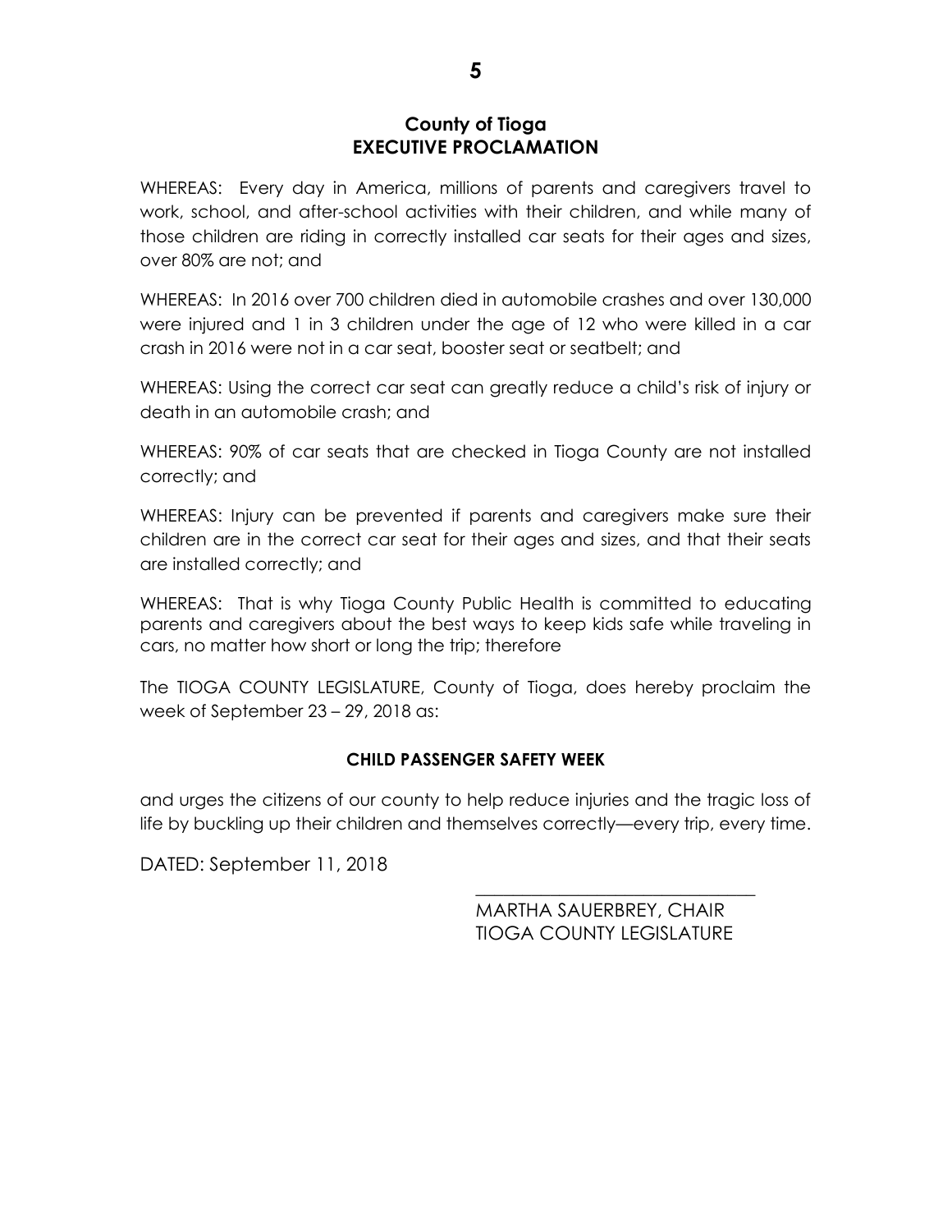## County of Tioga
## EXECUTIVE PROCLAMATION

WHEREAS: Every day in America, millions of parents and caregivers travel to work, school, and after-school activities with their children, and while many of those children are riding in correctly installed car seats for their ages and sizes, over 80% are not; and

WHEREAS: In 2016 over 700 children died in automobile crashes and over 130,000 were injured and 1 in 3 children under the age of 12 who were killed in a car crash in 2016 were not in a car seat, booster seat or seatbelt; and

WHEREAS: Using the correct car seat can greatly reduce a child's risk of injury or death in an automobile crash; and

WHEREAS: 90% of car seats that are checked in Tioga County are not installed correctly; and

WHEREAS: Injury can be prevented if parents and caregivers make sure their children are in the correct car seat for their ages and sizes, and that their seats are installed correctly; and

WHEREAS: That is why Tioga County Public Health is committed to educating parents and caregivers about the best ways to keep kids safe while traveling in cars, no matter how short or long the trip; therefore

The TIOGA COUNTY LEGISLATURE, County of Tioga, does hereby proclaim the week of September 23 – 29, 2018 as:

**CHILD PASSENGER SAFETY WEEK**

and urges the citizens of our county to help reduce injuries and the tragic loss of life by buckling up their children and themselves correctly—every trip, every time.

DATED: September 11, 2018

\_\_\_\_\_\_\_\_\_\_\_\_\_\_\_\_\_\_\_\_\_\_\_\_\_\_\_\_\_\_
MARTHA SAUERBREY, CHAIR
TIOGA COUNTY LEGISLATURE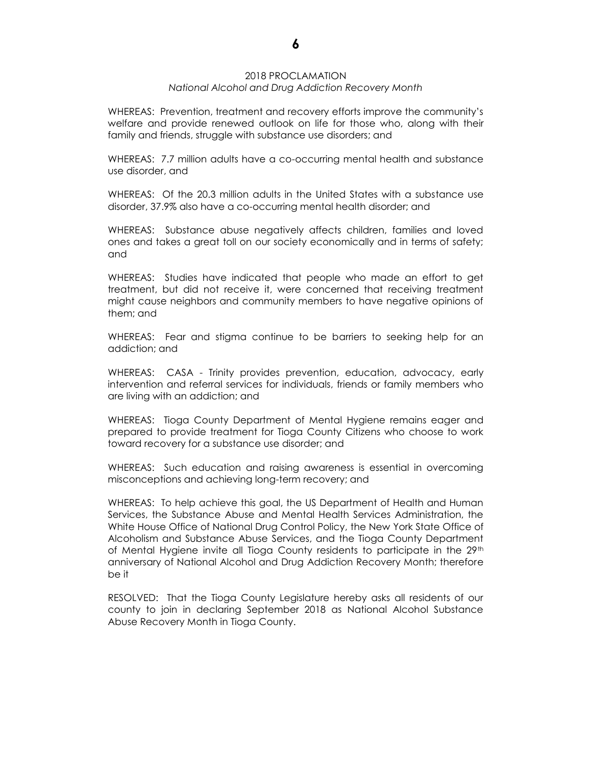## 2018 PROCLAMATION

*National Alcohol and Drug Addiction Recovery Month*

WHEREAS: Prevention, treatment and recovery efforts improve the community's welfare and provide renewed outlook on life for those who, along with their family and friends, struggle with substance use disorders; and

WHEREAS: 7.7 million adults have a co-occurring mental health and substance use disorder, and

WHEREAS: Of the 20.3 million adults in the United States with a substance use disorder, 37.9% also have a co-occurring mental health disorder; and

WHEREAS: Substance abuse negatively affects children, families and loved ones and takes a great toll on our society economically and in terms of safety; and

WHEREAS: Studies have indicated that people who made an effort to get treatment, but did not receive it, were concerned that receiving treatment might cause neighbors and community members to have negative opinions of them; and

WHEREAS: Fear and stigma continue to be barriers to seeking help for an addiction; and

WHEREAS: CASA - Trinity provides prevention, education, advocacy, early intervention and referral services for individuals, friends or family members who are living with an addiction; and

WHEREAS: Tioga County Department of Mental Hygiene remains eager and prepared to provide treatment for Tioga County Citizens who choose to work toward recovery for a substance use disorder; and

WHEREAS: Such education and raising awareness is essential in overcoming misconceptions and achieving long-term recovery; and

WHEREAS: To help achieve this goal, the US Department of Health and Human Services, the Substance Abuse and Mental Health Services Administration, the White House Office of National Drug Control Policy, the New York State Office of Alcoholism and Substance Abuse Services, and the Tioga County Department of Mental Hygiene invite all Tioga County residents to participate in the 29th anniversary of National Alcohol and Drug Addiction Recovery Month; therefore be it

RESOLVED: That the Tioga County Legislature hereby asks all residents of our county to join in declaring September 2018 as National Alcohol Substance Abuse Recovery Month in Tioga County.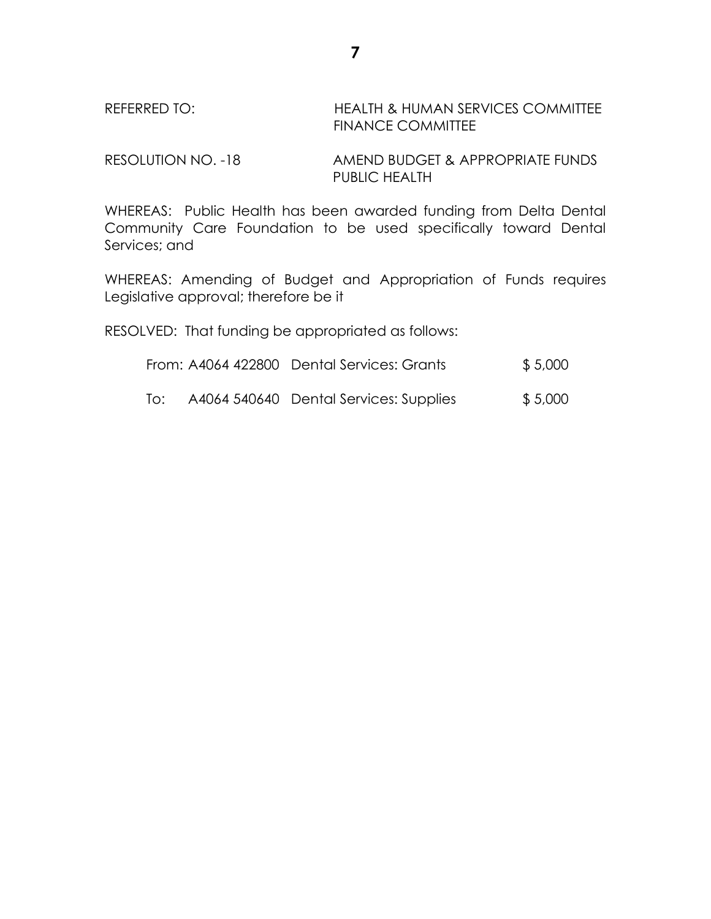REFERRED TO: HEALTH & HUMAN SERVICES COMMITTEE
FINANCE COMMITTEE

RESOLUTION NO. -18 AMEND BUDGET & APPROPRIATE FUNDS
PUBLIC HEALTH

WHEREAS: Public Health has been awarded funding from Delta Dental Community Care Foundation to be used specifically toward Dental Services; and

WHEREAS: Amending of Budget and Appropriation of Funds requires Legislative approval; therefore be it

RESOLVED: That funding be appropriated as follows:

| | Account | Description | Amount |
|---|---|---|---|
| From: | A4064 422800 | Dental Services: Grants | $ 5,000 |
| To: | A4064 540640 | Dental Services: Supplies | $ 5,000 |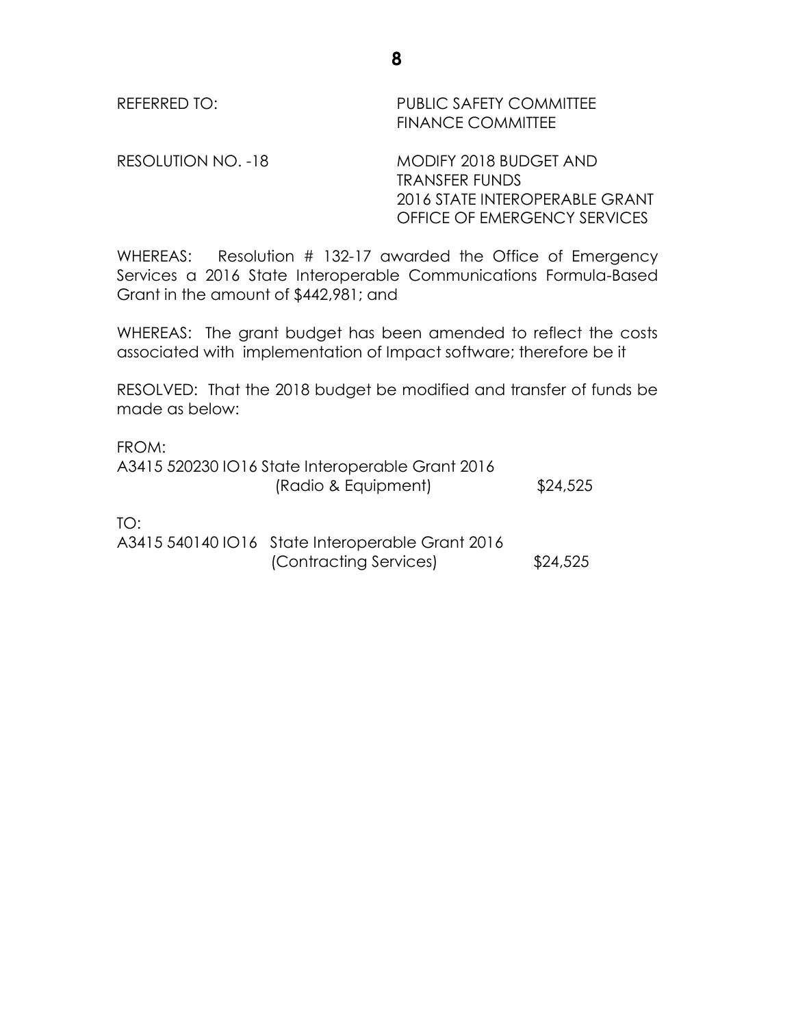REFERRED TO: PUBLIC SAFETY COMMITTEE
FINANCE COMMITTEE

RESOLUTION NO. -18 MODIFY 2018 BUDGET AND TRANSFER FUNDS 2016 STATE INTEROPERABLE GRANT OFFICE OF EMERGENCY SERVICES

WHEREAS: Resolution # 132-17 awarded the Office of Emergency Services a 2016 State Interoperable Communications Formula-Based Grant in the amount of $442,981; and

WHEREAS: The grant budget has been amended to reflect the costs associated with implementation of Impact software; therefore be it

RESOLVED: That the 2018 budget be modified and transfer of funds be made as below:

FROM:
A3415 520230 IO16 State Interoperable Grant 2016 (Radio & Equipment) $24,525

TO:
A3415 540140 IO16 State Interoperable Grant 2016 (Contracting Services) $24,525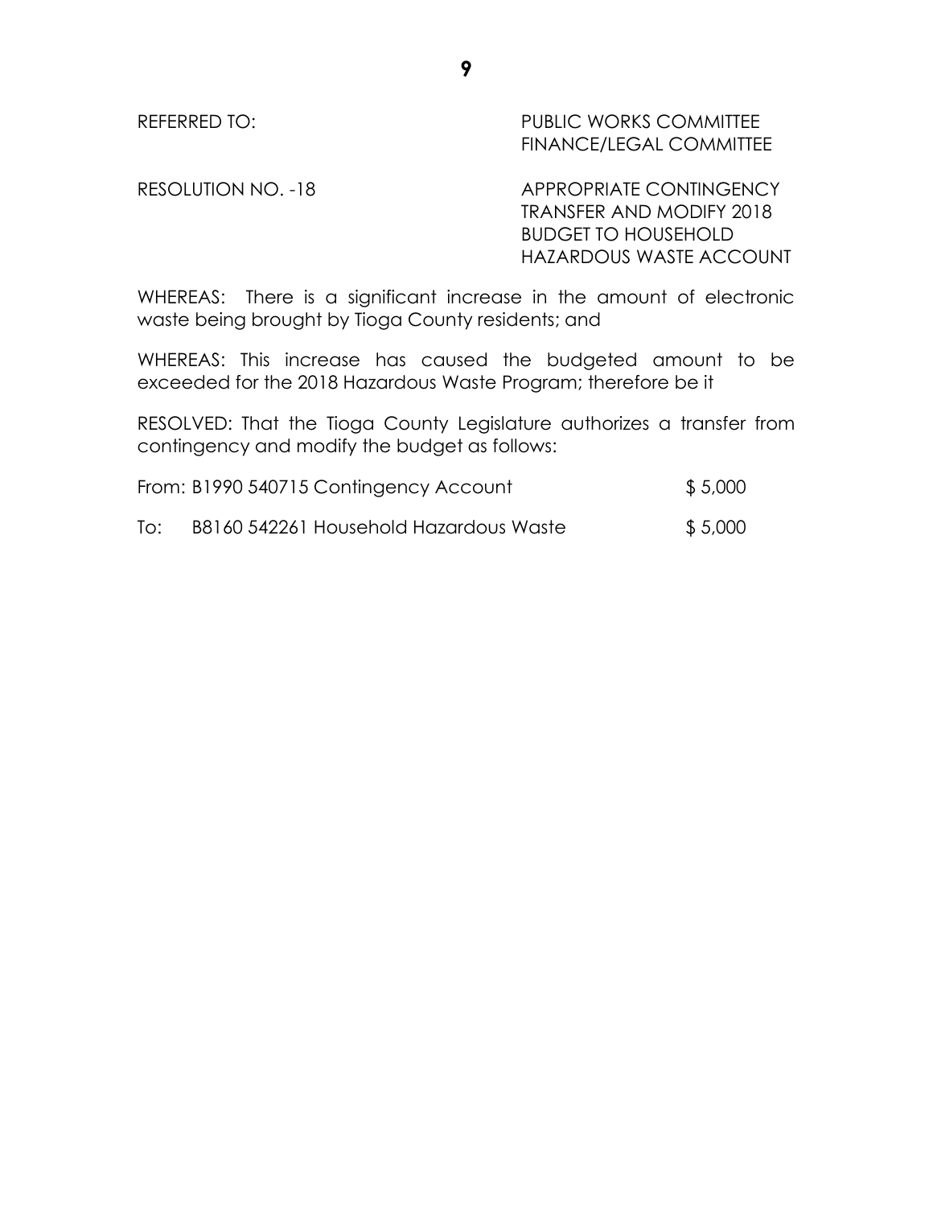REFERRED TO: PUBLIC WORKS COMMITTEE
FINANCE/LEGAL COMMITTEE

RESOLUTION NO. -18 APPROPRIATE CONTINGENCY TRANSFER AND MODIFY 2018 BUDGET TO HOUSEHOLD HAZARDOUS WASTE ACCOUNT

WHEREAS: There is a significant increase in the amount of electronic waste being brought by Tioga County residents; and

WHEREAS: This increase has caused the budgeted amount to be exceeded for the 2018 Hazardous Waste Program; therefore be it

RESOLVED: That the Tioga County Legislature authorizes a transfer from contingency and modify the budget as follows:

From: B1990 540715 Contingency Account $ 5,000

To: B8160 542261 Household Hazardous Waste $ 5,000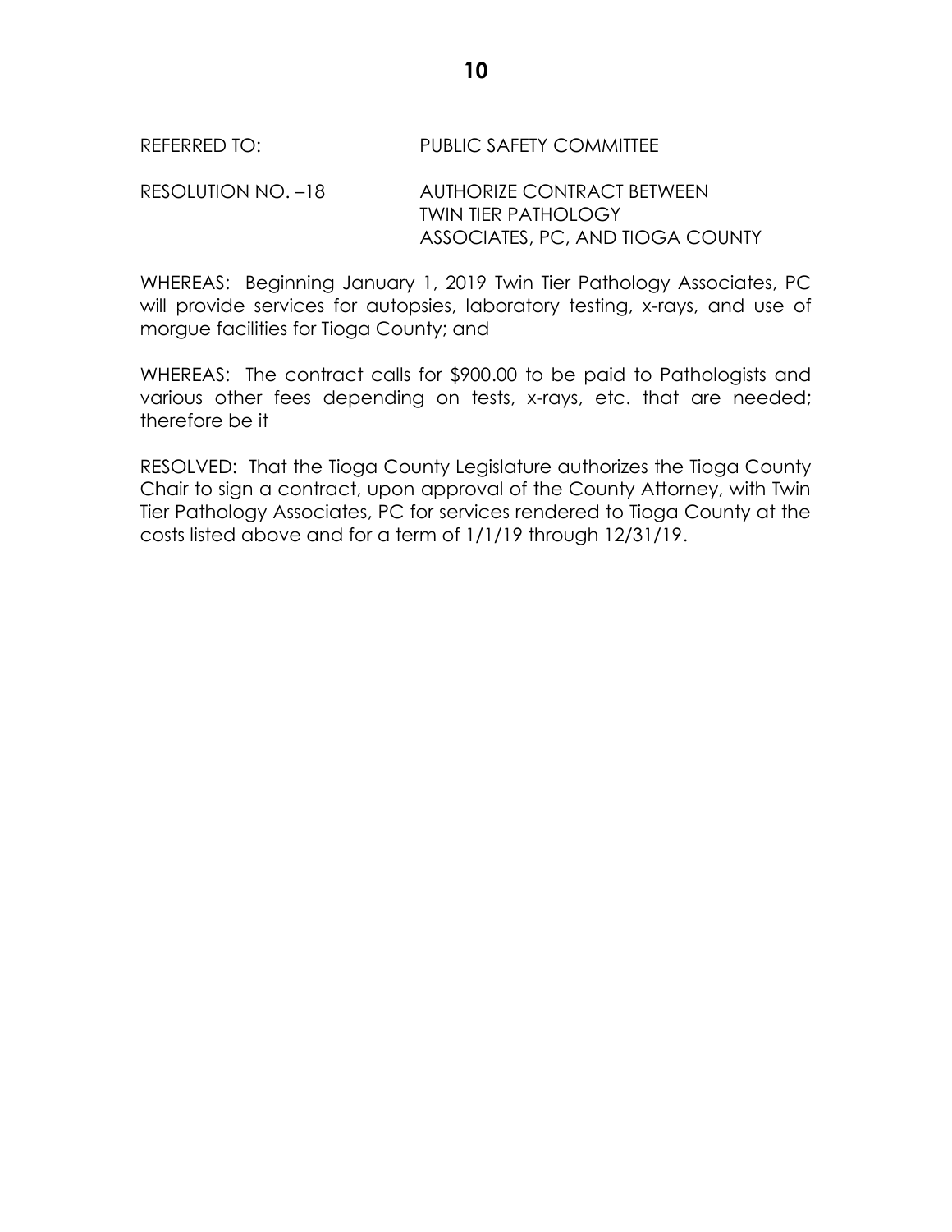REFERRED TO: PUBLIC SAFETY COMMITTEE

RESOLUTION NO. –18 AUTHORIZE CONTRACT BETWEEN TWIN TIER PATHOLOGY ASSOCIATES, PC, AND TIOGA COUNTY

WHEREAS: Beginning January 1, 2019 Twin Tier Pathology Associates, PC will provide services for autopsies, laboratory testing, x-rays, and use of morgue facilities for Tioga County; and

WHEREAS: The contract calls for $900.00 to be paid to Pathologists and various other fees depending on tests, x-rays, etc. that are needed; therefore be it

RESOLVED: That the Tioga County Legislature authorizes the Tioga County Chair to sign a contract, upon approval of the County Attorney, with Twin Tier Pathology Associates, PC for services rendered to Tioga County at the costs listed above and for a term of 1/1/19 through 12/31/19.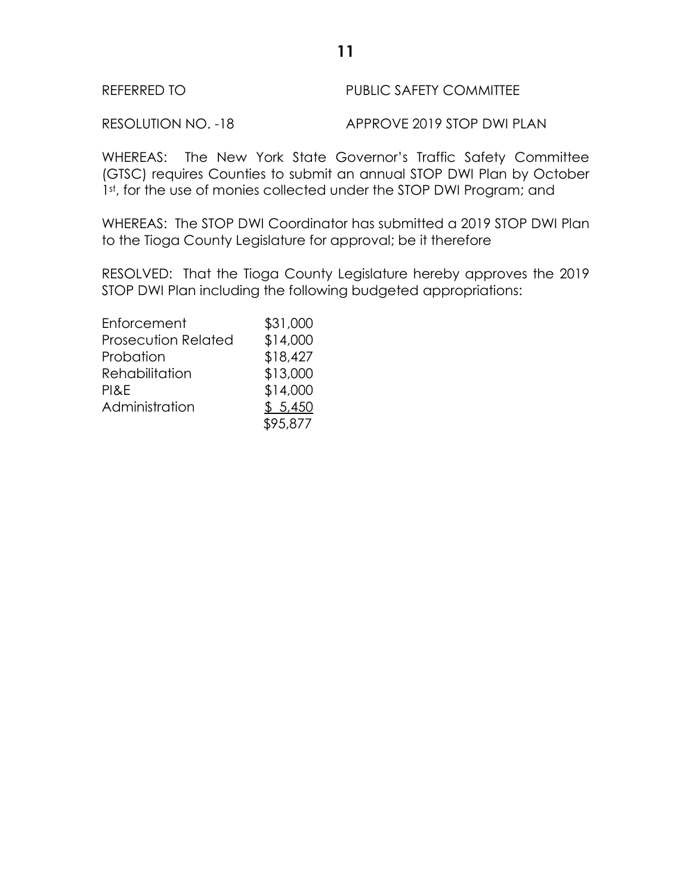REFERRED TO PUBLIC SAFETY COMMITTEE

RESOLUTION NO. -18 APPROVE 2019 STOP DWI PLAN

WHEREAS: The New York State Governor's Traffic Safety Committee (GTSC) requires Counties to submit an annual STOP DWI Plan by October 1st, for the use of monies collected under the STOP DWI Program; and

WHEREAS: The STOP DWI Coordinator has submitted a 2019 STOP DWI Plan to the Tioga County Legislature for approval; be it therefore

RESOLVED: That the Tioga County Legislature hereby approves the 2019 STOP DWI Plan including the following budgeted appropriations:

| | |
|---|---|
| Enforcement | $31,000 |
| Prosecution Related | $14,000 |
| Probation | $18,427 |
| Rehabilitation | $13,000 |
| PI&E | $14,000 |
| Administration | $ 5,450 |
| | $95,877 |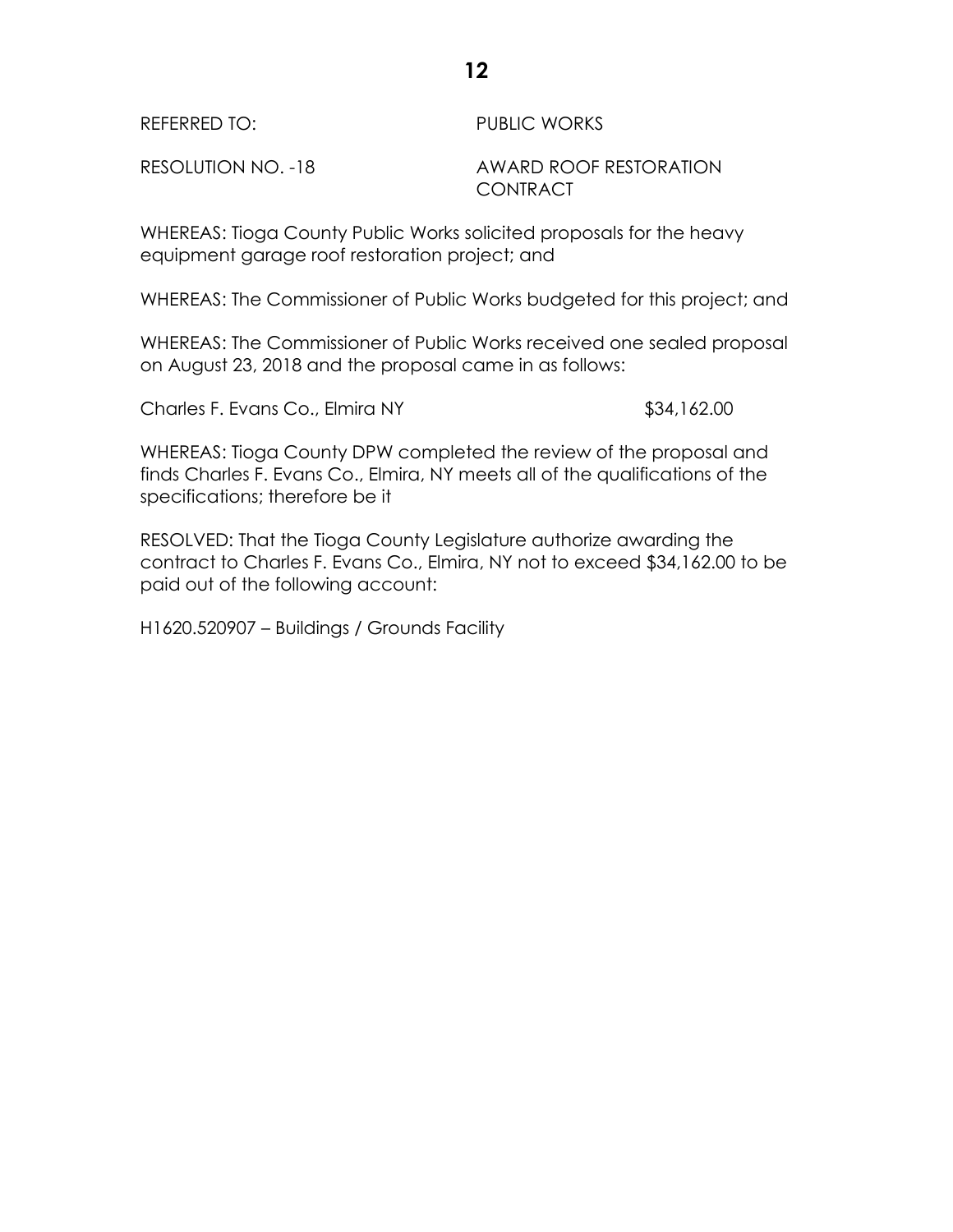REFERRED TO: PUBLIC WORKS

RESOLUTION NO. -18 AWARD ROOF RESTORATION CONTRACT

WHEREAS: Tioga County Public Works solicited proposals for the heavy equipment garage roof restoration project; and

WHEREAS: The Commissioner of Public Works budgeted for this project; and

WHEREAS: The Commissioner of Public Works received one sealed proposal on August 23, 2018 and the proposal came in as follows:

Charles F. Evans Co., Elmira NY $34,162.00

WHEREAS: Tioga County DPW completed the review of the proposal and finds Charles F. Evans Co., Elmira, NY meets all of the qualifications of the specifications; therefore be it

RESOLVED: That the Tioga County Legislature authorize awarding the contract to Charles F. Evans Co., Elmira, NY not to exceed $34,162.00 to be paid out of the following account:

H1620.520907 – Buildings / Grounds Facility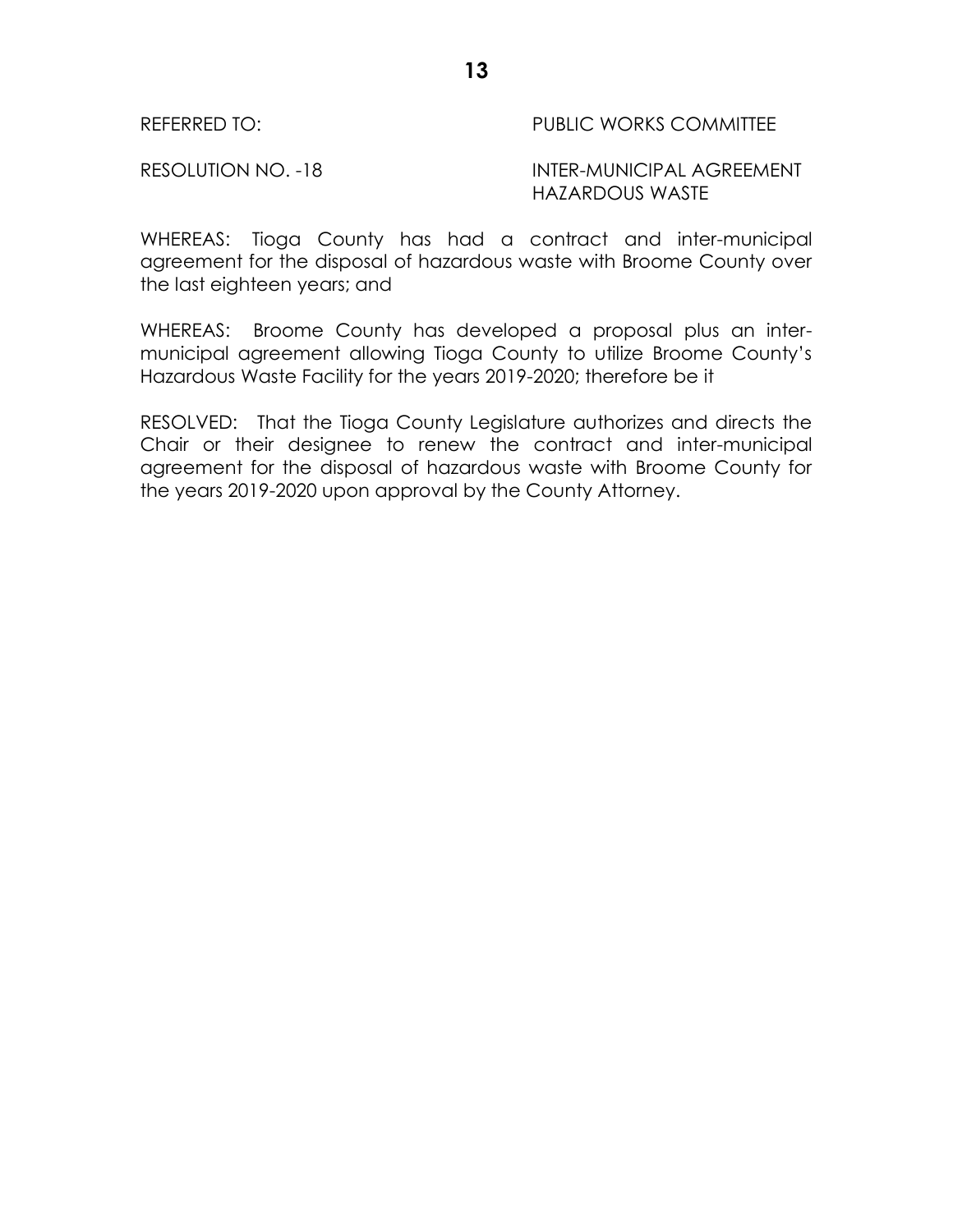REFERRED TO: PUBLIC WORKS COMMITTEE

RESOLUTION NO. -18 INTER-MUNICIPAL AGREEMENT HAZARDOUS WASTE

WHEREAS: Tioga County has had a contract and inter-municipal agreement for the disposal of hazardous waste with Broome County over the last eighteen years; and

WHEREAS: Broome County has developed a proposal plus an inter-municipal agreement allowing Tioga County to utilize Broome County's Hazardous Waste Facility for the years 2019-2020; therefore be it

RESOLVED: That the Tioga County Legislature authorizes and directs the Chair or their designee to renew the contract and inter-municipal agreement for the disposal of hazardous waste with Broome County for the years 2019-2020 upon approval by the County Attorney.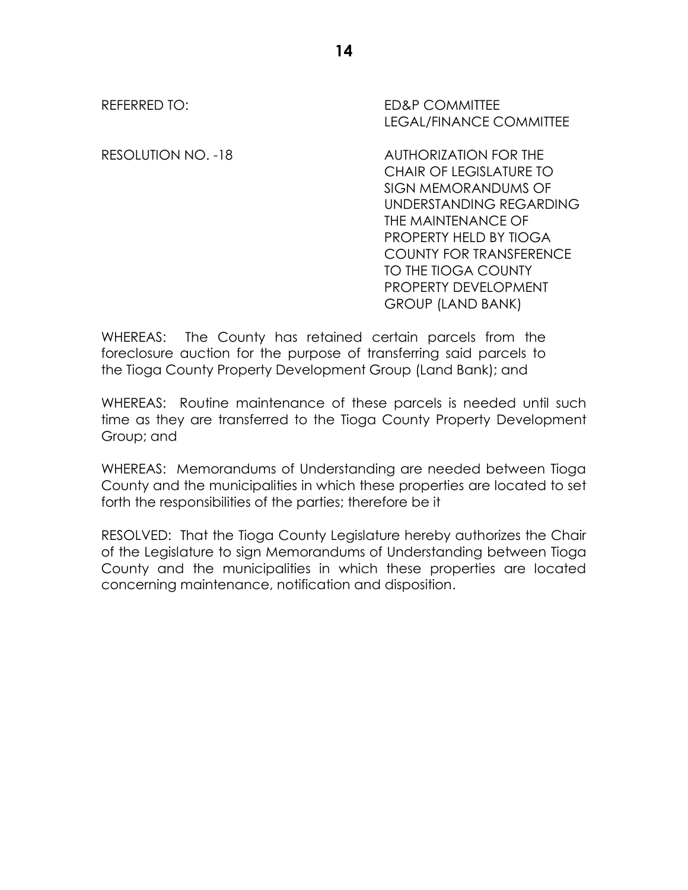REFERRED TO: ED&P COMMITTEE
LEGAL/FINANCE COMMITTEE

RESOLUTION NO. -18 AUTHORIZATION FOR THE CHAIR OF LEGISLATURE TO SIGN MEMORANDUMS OF UNDERSTANDING REGARDING THE MAINTENANCE OF PROPERTY HELD BY TIOGA COUNTY FOR TRANSFERENCE TO THE TIOGA COUNTY PROPERTY DEVELOPMENT GROUP (LAND BANK)

WHEREAS: The County has retained certain parcels from the foreclosure auction for the purpose of transferring said parcels to the Tioga County Property Development Group (Land Bank); and

WHEREAS: Routine maintenance of these parcels is needed until such time as they are transferred to the Tioga County Property Development Group; and

WHEREAS: Memorandums of Understanding are needed between Tioga County and the municipalities in which these properties are located to set forth the responsibilities of the parties; therefore be it

RESOLVED: That the Tioga County Legislature hereby authorizes the Chair of the Legislature to sign Memorandums of Understanding between Tioga County and the municipalities in which these properties are located concerning maintenance, notification and disposition.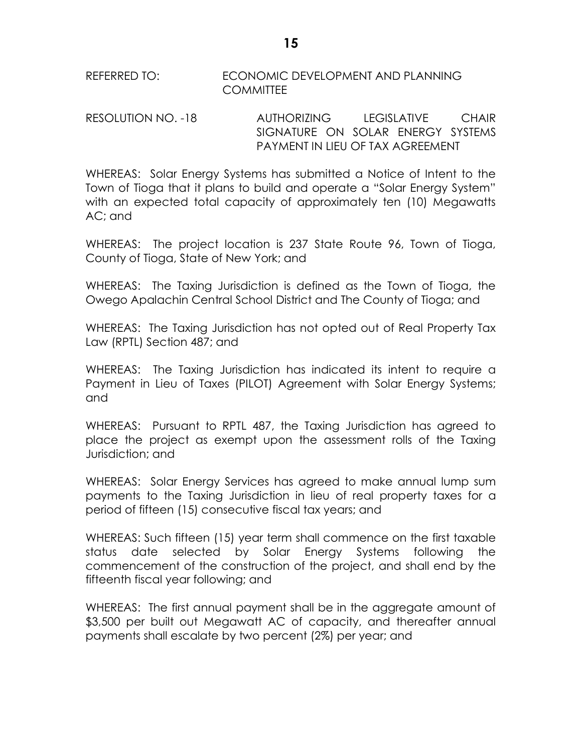REFERRED TO: ECONOMIC DEVELOPMENT AND PLANNING COMMITTEE

RESOLUTION NO. -18 AUTHORIZING LEGISLATIVE CHAIR SIGNATURE ON SOLAR ENERGY SYSTEMS PAYMENT IN LIEU OF TAX AGREEMENT

WHEREAS: Solar Energy Systems has submitted a Notice of Intent to the Town of Tioga that it plans to build and operate a "Solar Energy System" with an expected total capacity of approximately ten (10) Megawatts AC; and

WHEREAS: The project location is 237 State Route 96, Town of Tioga, County of Tioga, State of New York; and

WHEREAS: The Taxing Jurisdiction is defined as the Town of Tioga, the Owego Apalachin Central School District and The County of Tioga; and

WHEREAS: The Taxing Jurisdiction has not opted out of Real Property Tax Law (RPTL) Section 487; and

WHEREAS: The Taxing Jurisdiction has indicated its intent to require a Payment in Lieu of Taxes (PILOT) Agreement with Solar Energy Systems; and

WHEREAS: Pursuant to RPTL 487, the Taxing Jurisdiction has agreed to place the project as exempt upon the assessment rolls of the Taxing Jurisdiction; and

WHEREAS: Solar Energy Services has agreed to make annual lump sum payments to the Taxing Jurisdiction in lieu of real property taxes for a period of fifteen (15) consecutive fiscal tax years; and

WHEREAS: Such fifteen (15) year term shall commence on the first taxable status date selected by Solar Energy Systems following the commencement of the construction of the project, and shall end by the fifteenth fiscal year following; and

WHEREAS: The first annual payment shall be in the aggregate amount of \$3,500 per built out Megawatt AC of capacity, and thereafter annual payments shall escalate by two percent (2%) per year; and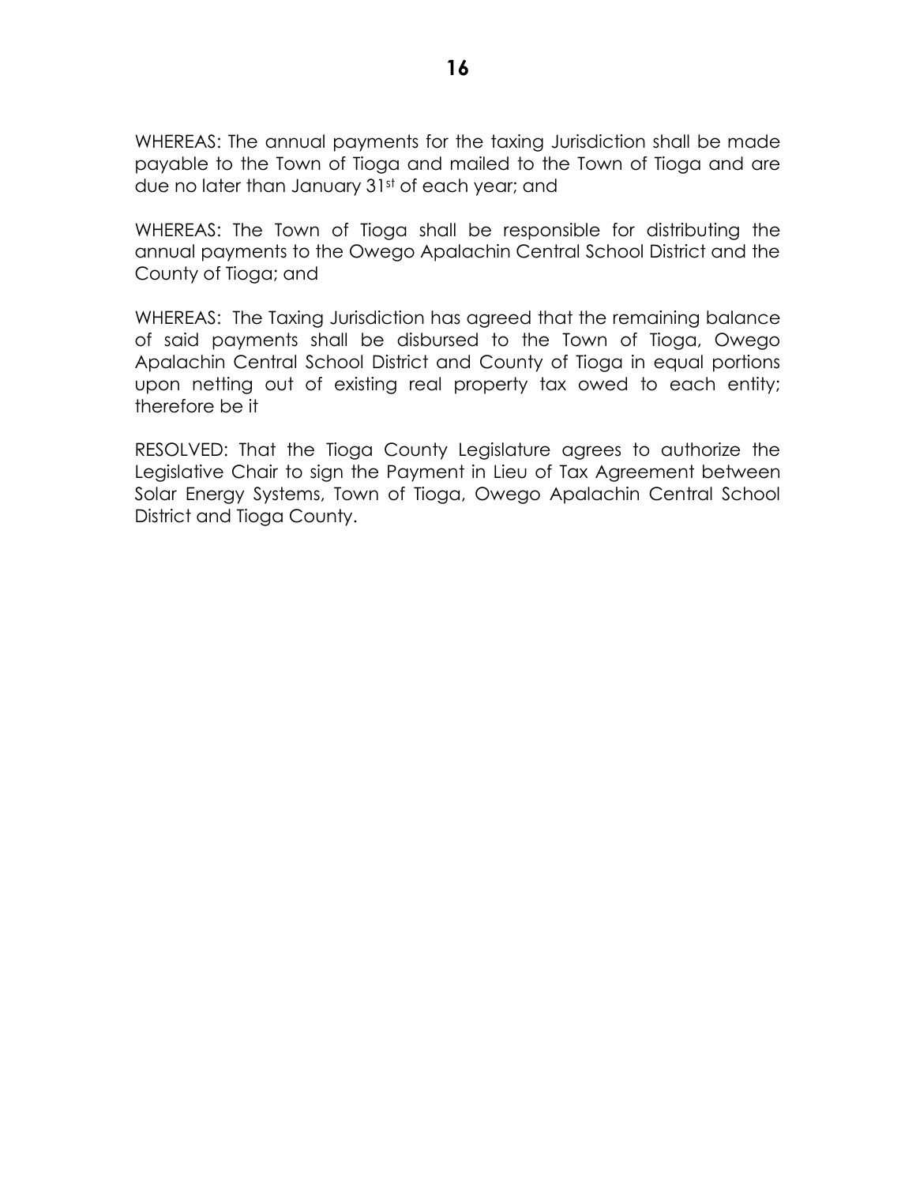WHEREAS: The annual payments for the taxing Jurisdiction shall be made payable to the Town of Tioga and mailed to the Town of Tioga and are due no later than January 31st of each year; and

WHEREAS: The Town of Tioga shall be responsible for distributing the annual payments to the Owego Apalachin Central School District and the County of Tioga; and

WHEREAS: The Taxing Jurisdiction has agreed that the remaining balance of said payments shall be disbursed to the Town of Tioga, Owego Apalachin Central School District and County of Tioga in equal portions upon netting out of existing real property tax owed to each entity; therefore be it

RESOLVED: That the Tioga County Legislature agrees to authorize the Legislative Chair to sign the Payment in Lieu of Tax Agreement between Solar Energy Systems, Town of Tioga, Owego Apalachin Central School District and Tioga County.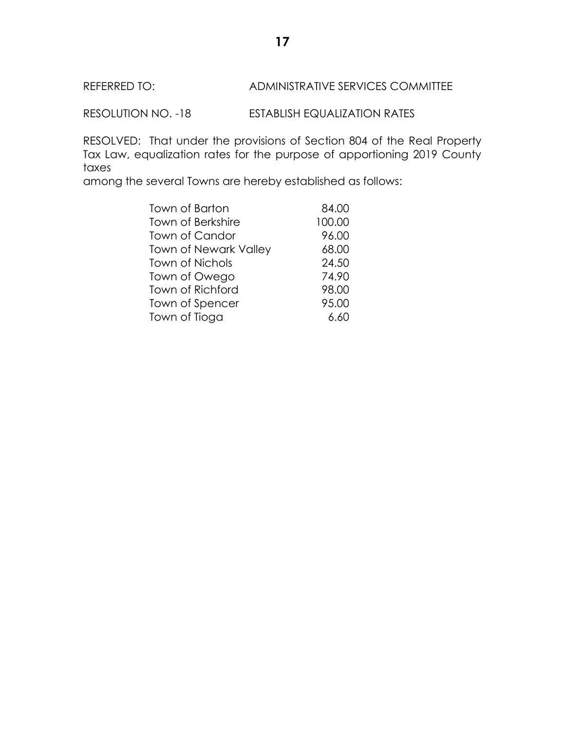REFERRED TO: ADMINISTRATIVE SERVICES COMMITTEE

RESOLUTION NO. -18 ESTABLISH EQUALIZATION RATES

RESOLVED: That under the provisions of Section 804 of the Real Property Tax Law, equalization rates for the purpose of apportioning 2019 County taxes among the several Towns are hereby established as follows:

| | |
|---|---|
| Town of Barton | 84.00 |
| Town of Berkshire | 100.00 |
| Town of Candor | 96.00 |
| Town of Newark Valley | 68.00 |
| Town of Nichols | 24.50 |
| Town of Owego | 74.90 |
| Town of Richford | 98.00 |
| Town of Spencer | 95.00 |
| Town of Tioga | 6.60 |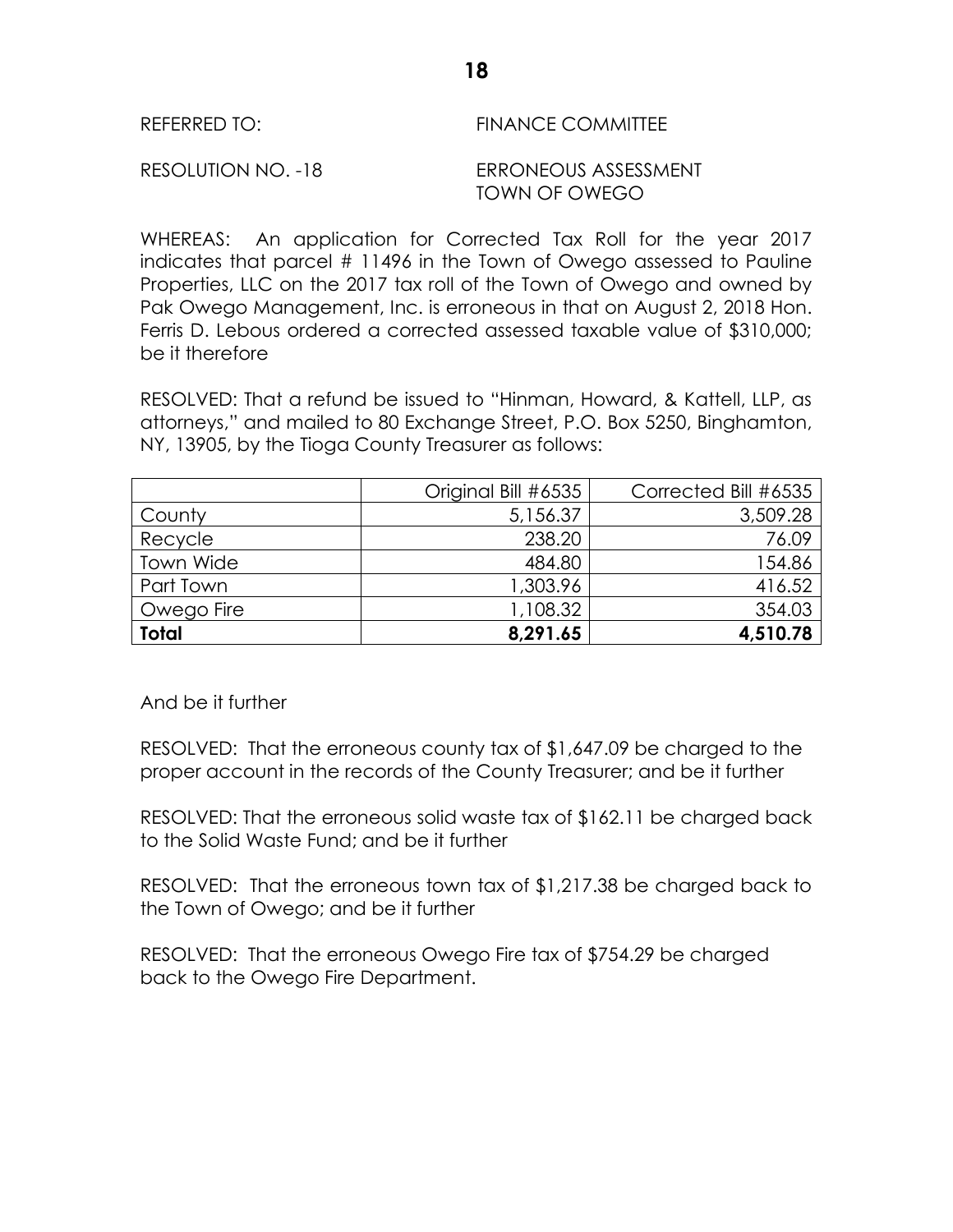REFERRED TO: FINANCE COMMITTEE

RESOLUTION NO. -18 ERRONEOUS ASSESSMENT TOWN OF OWEGO

WHEREAS: An application for Corrected Tax Roll for the year 2017 indicates that parcel # 11496 in the Town of Owego assessed to Pauline Properties, LLC on the 2017 tax roll of the Town of Owego and owned by Pak Owego Management, Inc. is erroneous in that on August 2, 2018 Hon. Ferris D. Lebous ordered a corrected assessed taxable value of $310,000; be it therefore

RESOLVED: That a refund be issued to "Hinman, Howard, & Kattell, LLP, as attorneys," and mailed to 80 Exchange Street, P.O. Box 5250, Binghamton, NY, 13905, by the Tioga County Treasurer as follows:

| | Original Bill #6535 | Corrected Bill #6535 |
|---|---:|---:|
| County | 5,156.37 | 3,509.28 |
| Recycle | 238.20 | 76.09 |
| Town Wide | 484.80 | 154.86 |
| Part Town | 1,303.96 | 416.52 |
| Owego Fire | 1,108.32 | 354.03 |
| **Total** | **8,291.65** | **4,510.78** |

And be it further

RESOLVED: That the erroneous county tax of $1,647.09 be charged to the proper account in the records of the County Treasurer; and be it further

RESOLVED: That the erroneous solid waste tax of $162.11 be charged back to the Solid Waste Fund; and be it further

RESOLVED: That the erroneous town tax of $1,217.38 be charged back to the Town of Owego; and be it further

RESOLVED: That the erroneous Owego Fire tax of $754.29 be charged back to the Owego Fire Department.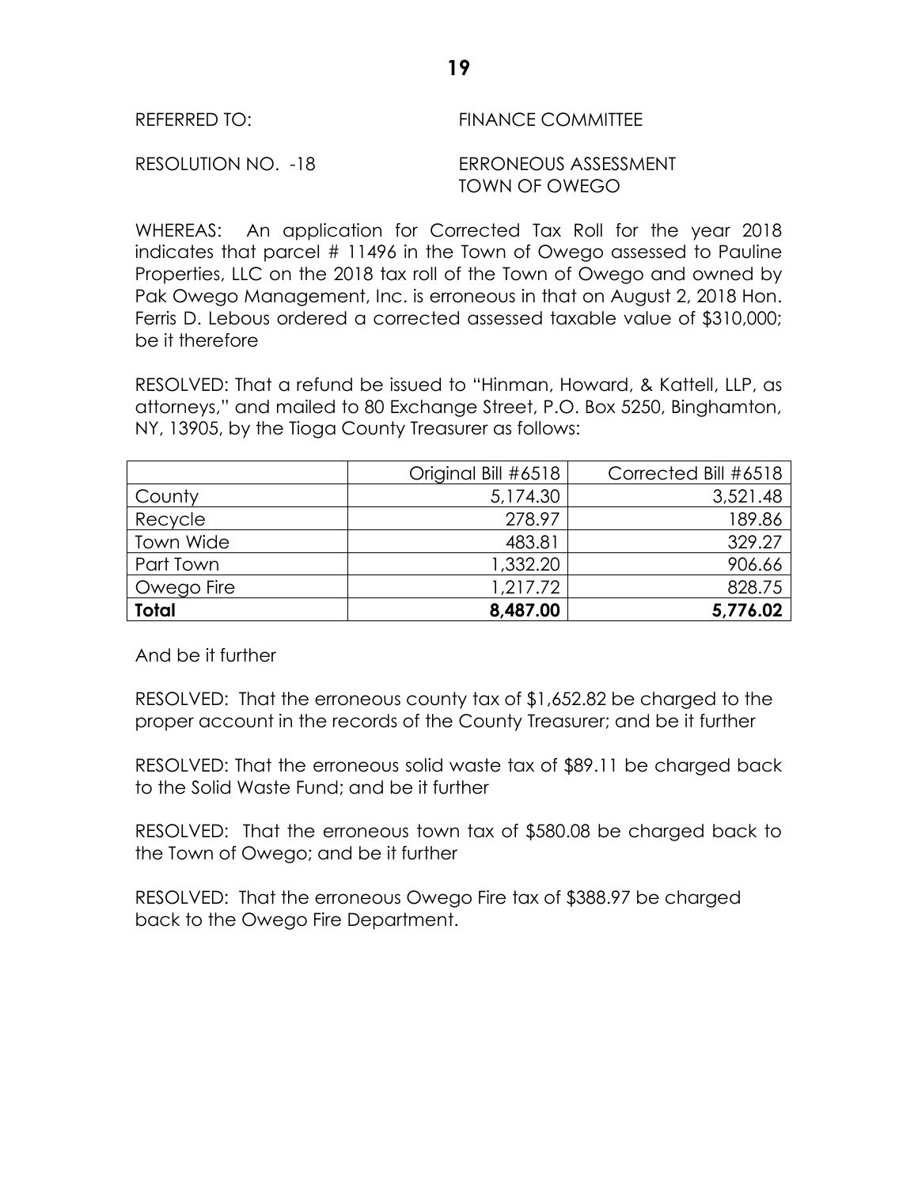REFERRED TO: FINANCE COMMITTEE

RESOLUTION NO. -18 ERRONEOUS ASSESSMENT
TOWN OF OWEGO

WHEREAS: An application for Corrected Tax Roll for the year 2018 indicates that parcel # 11496 in the Town of Owego assessed to Pauline Properties, LLC on the 2018 tax roll of the Town of Owego and owned by Pak Owego Management, Inc. is erroneous in that on August 2, 2018 Hon. Ferris D. Lebous ordered a corrected assessed taxable value of $310,000; be it therefore

RESOLVED: That a refund be issued to "Hinman, Howard, & Kattell, LLP, as attorneys," and mailed to 80 Exchange Street, P.O. Box 5250, Binghamton, NY, 13905, by the Tioga County Treasurer as follows:

| | Original Bill #6518 | Corrected Bill #6518 |
|---|---:|---:|
| County | 5,174.30 | 3,521.48 |
| Recycle | 278.97 | 189.86 |
| Town Wide | 483.81 | 329.27 |
| Part Town | 1,332.20 | 906.66 |
| Owego Fire | 1,217.72 | 828.75 |
| **Total** | **8,487.00** | **5,776.02** |

And be it further

RESOLVED: That the erroneous county tax of $1,652.82 be charged to the proper account in the records of the County Treasurer; and be it further

RESOLVED: That the erroneous solid waste tax of $89.11 be charged back to the Solid Waste Fund; and be it further

RESOLVED: That the erroneous town tax of $580.08 be charged back to the Town of Owego; and be it further

RESOLVED: That the erroneous Owego Fire tax of $388.97 be charged back to the Owego Fire Department.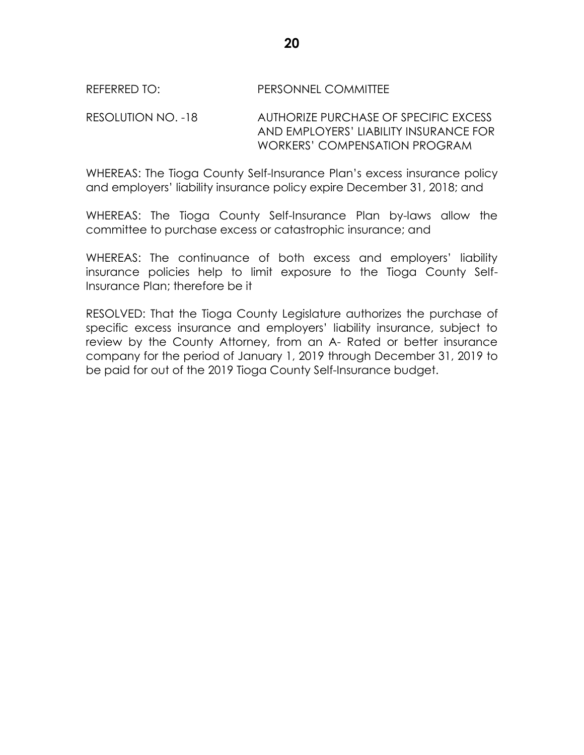REFERRED TO: PERSONNEL COMMITTEE

RESOLUTION NO. -18 AUTHORIZE PURCHASE OF SPECIFIC EXCESS AND EMPLOYERS' LIABILITY INSURANCE FOR WORKERS' COMPENSATION PROGRAM

WHEREAS: The Tioga County Self-Insurance Plan's excess insurance policy and employers' liability insurance policy expire December 31, 2018; and

WHEREAS: The Tioga County Self-Insurance Plan by-laws allow the committee to purchase excess or catastrophic insurance; and

WHEREAS: The continuance of both excess and employers' liability insurance policies help to limit exposure to the Tioga County Self-Insurance Plan; therefore be it

RESOLVED: That the Tioga County Legislature authorizes the purchase of specific excess insurance and employers' liability insurance, subject to review by the County Attorney, from an A- Rated or better insurance company for the period of January 1, 2019 through December 31, 2019 to be paid for out of the 2019 Tioga County Self-Insurance budget.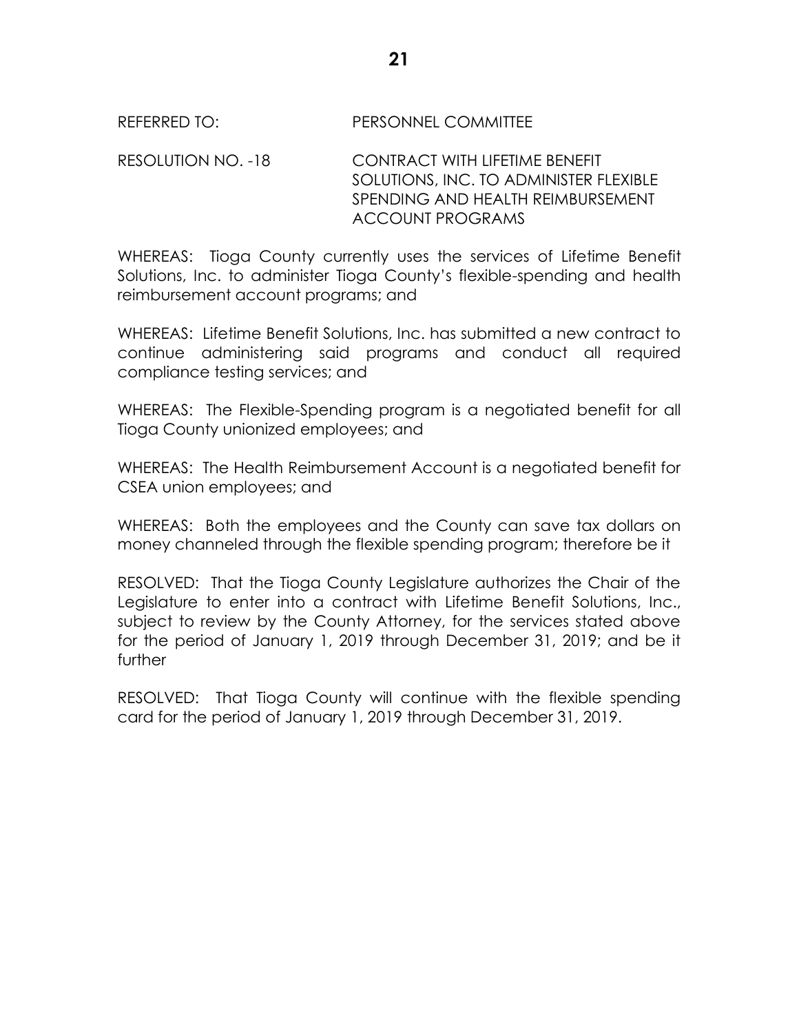REFERRED TO: PERSONNEL COMMITTEE

RESOLUTION NO. -18 CONTRACT WITH LIFETIME BENEFIT SOLUTIONS, INC. TO ADMINISTER FLEXIBLE SPENDING AND HEALTH REIMBURSEMENT ACCOUNT PROGRAMS

WHEREAS: Tioga County currently uses the services of Lifetime Benefit Solutions, Inc. to administer Tioga County's flexible-spending and health reimbursement account programs; and

WHEREAS: Lifetime Benefit Solutions, Inc. has submitted a new contract to continue administering said programs and conduct all required compliance testing services; and

WHEREAS: The Flexible-Spending program is a negotiated benefit for all Tioga County unionized employees; and

WHEREAS: The Health Reimbursement Account is a negotiated benefit for CSEA union employees; and

WHEREAS: Both the employees and the County can save tax dollars on money channeled through the flexible spending program; therefore be it

RESOLVED: That the Tioga County Legislature authorizes the Chair of the Legislature to enter into a contract with Lifetime Benefit Solutions, Inc., subject to review by the County Attorney, for the services stated above for the period of January 1, 2019 through December 31, 2019; and be it further

RESOLVED: That Tioga County will continue with the flexible spending card for the period of January 1, 2019 through December 31, 2019.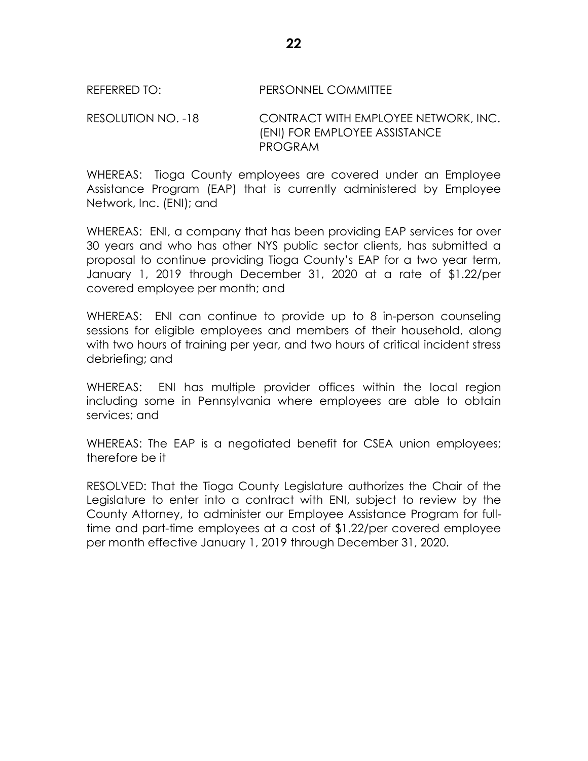REFERRED TO: PERSONNEL COMMITTEE

RESOLUTION NO. -18 CONTRACT WITH EMPLOYEE NETWORK, INC. (ENI) FOR EMPLOYEE ASSISTANCE PROGRAM

WHEREAS: Tioga County employees are covered under an Employee Assistance Program (EAP) that is currently administered by Employee Network, Inc. (ENI); and

WHEREAS: ENI, a company that has been providing EAP services for over 30 years and who has other NYS public sector clients, has submitted a proposal to continue providing Tioga County's EAP for a two year term, January 1, 2019 through December 31, 2020 at a rate of $1.22/per covered employee per month; and

WHEREAS: ENI can continue to provide up to 8 in-person counseling sessions for eligible employees and members of their household, along with two hours of training per year, and two hours of critical incident stress debriefing; and

WHEREAS: ENI has multiple provider offices within the local region including some in Pennsylvania where employees are able to obtain services; and

WHEREAS: The EAP is a negotiated benefit for CSEA union employees; therefore be it

RESOLVED: That the Tioga County Legislature authorizes the Chair of the Legislature to enter into a contract with ENI, subject to review by the County Attorney, to administer our Employee Assistance Program for full-time and part-time employees at a cost of $1.22/per covered employee per month effective January 1, 2019 through December 31, 2020.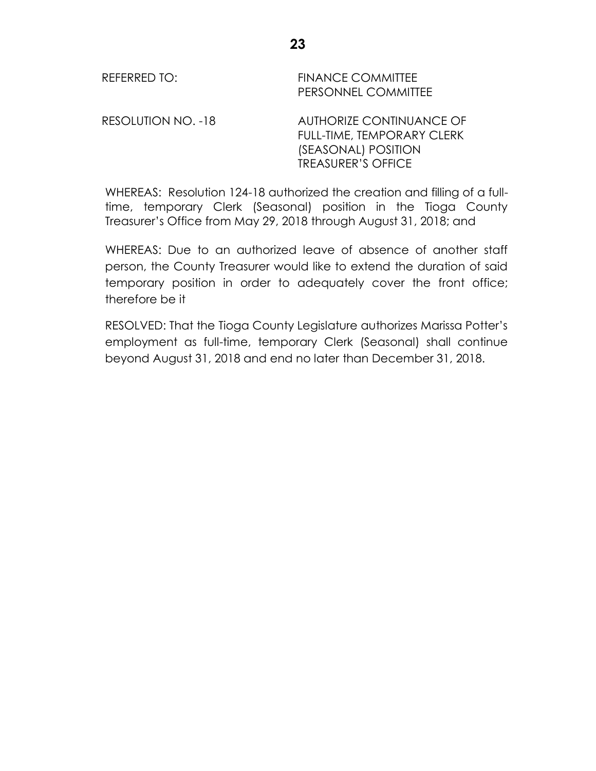REFERRED TO: FINANCE COMMITTEE
PERSONNEL COMMITTEE

RESOLUTION NO. -18 AUTHORIZE CONTINUANCE OF FULL-TIME, TEMPORARY CLERK (SEASONAL) POSITION TREASURER'S OFFICE

WHEREAS: Resolution 124-18 authorized the creation and filling of a full-time, temporary Clerk (Seasonal) position in the Tioga County Treasurer's Office from May 29, 2018 through August 31, 2018; and

WHEREAS: Due to an authorized leave of absence of another staff person, the County Treasurer would like to extend the duration of said temporary position in order to adequately cover the front office; therefore be it

RESOLVED: That the Tioga County Legislature authorizes Marissa Potter's employment as full-time, temporary Clerk (Seasonal) shall continue beyond August 31, 2018 and end no later than December 31, 2018.